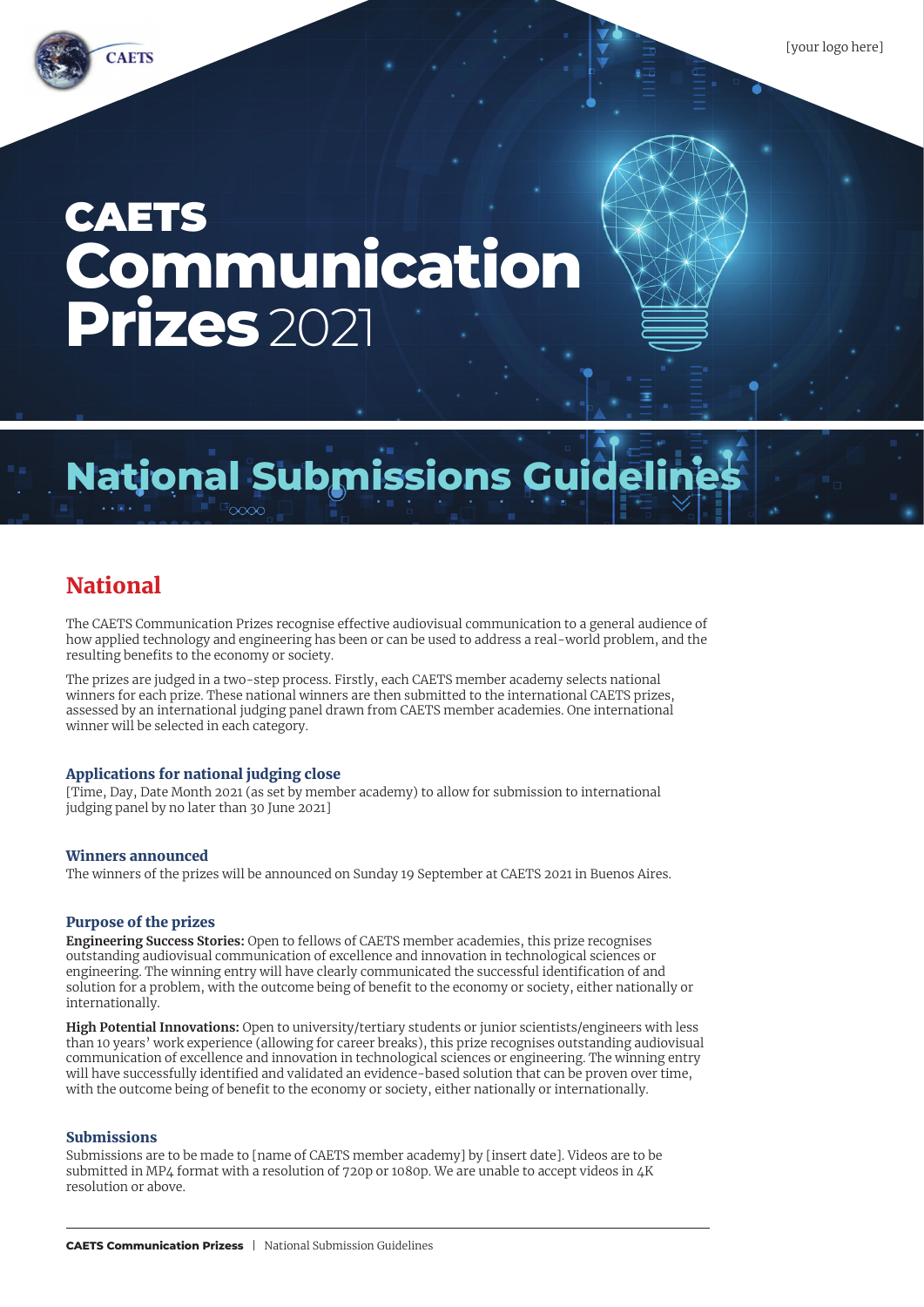CAETS

[your logo here]

# CAETS Communication Prizes 2021

# National Submissions Guidelines

## National

The CAETS Communication Prizes recognise effective audiovisual communication to a general audience of how applied technology and engineering has been or can be used to address a real-world problem, and the resulting benefits to the economy or society.

The prizes are judged in a two-step process. Firstly, each CAETS member academy selects national winners for each prize. These national winners are then submitted to the international CAETS prizes, assessed by an international judging panel drawn from CAETS member academies. One international winner will be selected in each category.

### Applications for national judging close

[Time, Day, Date Month 2021 (as set by member academy) to allow for submission to international judging panel by no later than 30 June 2021]

### Winners announced

The winners of the prizes will be announced on Sunday 19 September at CAETS 2021 in Buenos Aires.

### Purpose of the prizes

**Engineering Success Stories:** Open to fellows of CAETS member academies, this prize recognises outstanding audiovisual communication of excellence and innovation in technological sciences or engineering. The winning entry will have clearly communicated the successful identification of and solution for a problem, with the outcome being of benefit to the economy or society, either nationally or internationally.

**High Potential Innovations:** Open to university/tertiary students or junior scientists/engineers with less than 10 years' work experience (allowing for career breaks), this prize recognises outstanding audiovisual communication of excellence and innovation in technological sciences or engineering. The winning entry will have successfully identified and validated an evidence-based solution that can be proven over time, with the outcome being of benefit to the economy or society, either nationally or internationally.

### Submissions

Submissions are to be made to [name of CAETS member academy] by [insert date]. Videos are to be submitted in MP4 format with a resolution of 720p or 1080p. We are unable to accept videos in 4K resolution or above.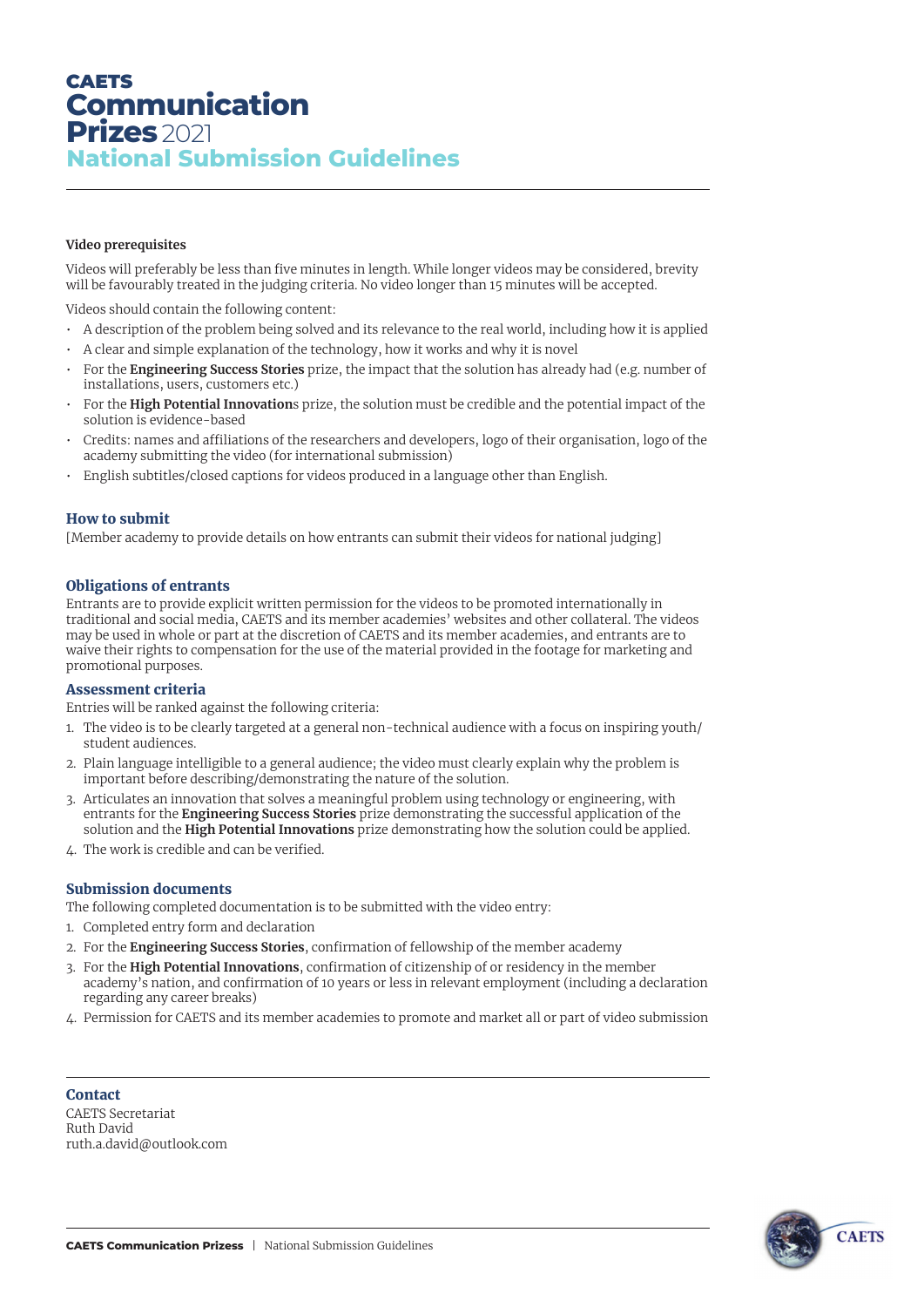# CAETS Communication Prizes 2021
## National Submission Guidelines

**Video prerequisites**

Videos will preferably be less than five minutes in length. While longer videos may be considered, brevity will be favourably treated in the judging criteria. No video longer than 15 minutes will be accepted.

Videos should contain the following content:

- A description of the problem being solved and its relevance to the real world, including how it is applied
- A clear and simple explanation of the technology, how it works and why it is novel
- For the **Engineering Success Stories** prize, the impact that the solution has already had (e.g. number of installations, users, customers etc.)
- For the **High Potential Innovation**s prize, the solution must be credible and the potential impact of the solution is evidence-based
- Credits: names and affiliations of the researchers and developers, logo of their organisation, logo of the academy submitting the video (for international submission)
- English subtitles/closed captions for videos produced in a language other than English.

### How to submit

[Member academy to provide details on how entrants can submit their videos for national judging]

### Obligations of entrants

Entrants are to provide explicit written permission for the videos to be promoted internationally in traditional and social media, CAETS and its member academies' websites and other collateral. The videos may be used in whole or part at the discretion of CAETS and its member academies, and entrants are to waive their rights to compensation for the use of the material provided in the footage for marketing and promotional purposes.

### Assessment criteria

Entries will be ranked against the following criteria:

1. The video is to be clearly targeted at a general non-technical audience with a focus on inspiring youth/student audiences.
2. Plain language intelligible to a general audience; the video must clearly explain why the problem is important before describing/demonstrating the nature of the solution.
3. Articulates an innovation that solves a meaningful problem using technology or engineering, with entrants for the **Engineering Success Stories** prize demonstrating the successful application of the solution and the **High Potential Innovations** prize demonstrating how the solution could be applied.
4. The work is credible and can be verified.

### Submission documents

The following completed documentation is to be submitted with the video entry:

1. Completed entry form and declaration
2. For the **Engineering Success Stories**, confirmation of fellowship of the member academy
3. For the **High Potential Innovations**, confirmation of citizenship of or residency in the member academy's nation, and confirmation of 10 years or less in relevant employment (including a declaration regarding any career breaks)
4. Permission for CAETS and its member academies to promote and market all or part of video submission

### Contact

CAETS Secretariat
Ruth David
ruth.a.david@outlook.com